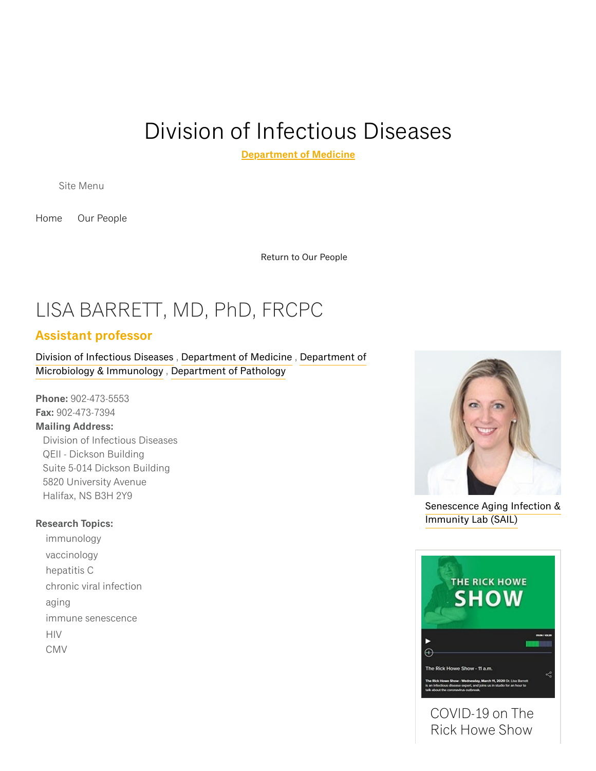# Division of Infectious Diseases

**Department of Medicine**

Site Menu

Home    Our People

Return to Our People

## LISA BARRETT, MD, PhD, FRCPC

### Assistant professor

Division of Infectious Diseases , Department of Medicine , Department of Microbiology & Immunology , Department of Pathology

**Phone:** 902-473-5553
**Fax:** 902-473-7394
**Mailing Address:**
Division of Infectious Diseases
QEII - Dickson Building
Suite 5-014 Dickson Building
5820 University Avenue
Halifax, NS B3H 2Y9

**Research Topics:**

- immunology
- vaccinology
- hepatitis C
- chronic viral infection
- aging
- immune senescence
- HIV
- CMV

Senescence Aging Infection & Immunity Lab (SAIL)

COVID-19 on The Rick Howe Show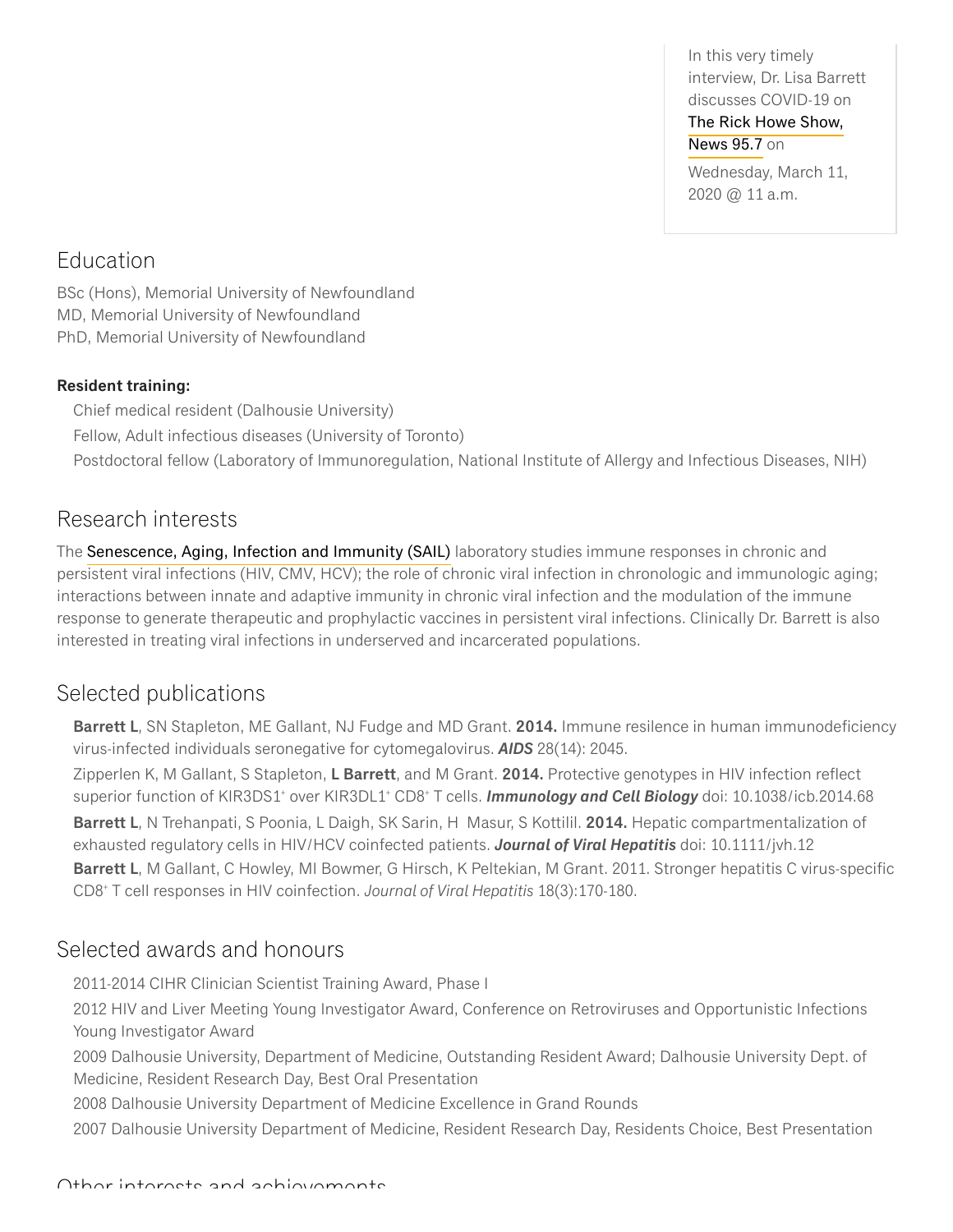In this very timely interview, Dr. Lisa Barrett discusses COVID-19 on The Rick Howe Show, News 95.7 on Wednesday, March 11, 2020 @ 11 a.m.

## Education

BSc (Hons), Memorial University of Newfoundland
MD, Memorial University of Newfoundland
PhD, Memorial University of Newfoundland

**Resident training:**

- Chief medical resident (Dalhousie University)
- Fellow, Adult infectious diseases (University of Toronto)
- Postdoctoral fellow (Laboratory of Immunoregulation, National Institute of Allergy and Infectious Diseases, NIH)

## Research interests

The Senescence, Aging, Infection and Immunity (SAIL) laboratory studies immune responses in chronic and persistent viral infections (HIV, CMV, HCV); the role of chronic viral infection in chronologic and immunologic aging; interactions between innate and adaptive immunity in chronic viral infection and the modulation of the immune response to generate therapeutic and prophylactic vaccines in persistent viral infections. Clinically Dr. Barrett is also interested in treating viral infections in underserved and incarcerated populations.

## Selected publications

- **Barrett L**, SN Stapleton, ME Gallant, NJ Fudge and MD Grant. **2014.** Immune resilence in human immunodeficiency virus-infected individuals seronegative for cytomegalovirus. ***AIDS*** 28(14): 2045.
- Zipperlen K, M Gallant, S Stapleton, **L Barrett**, and M Grant. **2014.** Protective genotypes in HIV infection reflect superior function of KIR3DS1$^{+}$ over KIR3DL1$^{+}$ CD8$^{+}$ T cells. ***Immunology and Cell Biology*** doi: 10.1038/icb.2014.68
- **Barrett L**, N Trehanpati, S Poonia, L Daigh, SK Sarin, H Masur, S Kottilil. **2014.** Hepatic compartmentalization of exhausted regulatory cells in HIV/HCV coinfected patients. ***Journal of Viral Hepatitis*** doi: 10.1111/jvh.12
- **Barrett L**, M Gallant, C Howley, MI Bowmer, G Hirsch, K Peltekian, M Grant. 2011. Stronger hepatitis C virus-specific CD8$^{+}$ T cell responses in HIV coinfection. *Journal of Viral Hepatitis* 18(3):170-180.

## Selected awards and honours

- 2011-2014 CIHR Clinician Scientist Training Award, Phase I
- 2012 HIV and Liver Meeting Young Investigator Award, Conference on Retroviruses and Opportunistic Infections Young Investigator Award
- 2009 Dalhousie University, Department of Medicine, Outstanding Resident Award; Dalhousie University Dept. of Medicine, Resident Research Day, Best Oral Presentation
- 2008 Dalhousie University Department of Medicine Excellence in Grand Rounds
- 2007 Dalhousie University Department of Medicine, Resident Research Day, Residents Choice, Best Presentation

## Other interests and achievements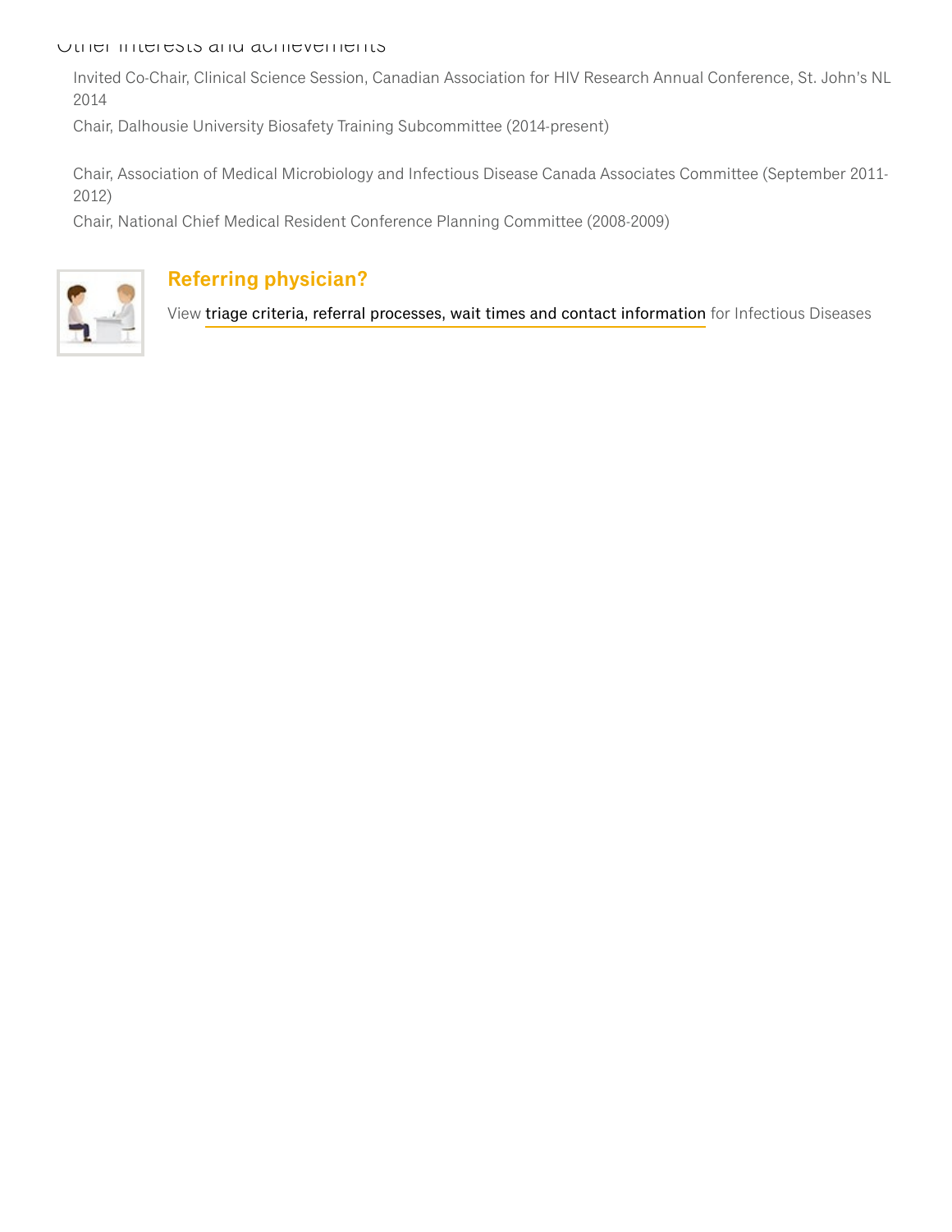## Other interests and achievements

Invited Co-Chair, Clinical Science Session, Canadian Association for HIV Research Annual Conference, St. John's NL 2014

Chair, Dalhousie University Biosafety Training Subcommittee (2014-present)

Chair, Association of Medical Microbiology and Infectious Disease Canada Associates Committee (September 2011-2012)

Chair, National Chief Medical Resident Conference Planning Committee (2008-2009)

### Referring physician?

View triage criteria, referral processes, wait times and contact information for Infectious Diseases